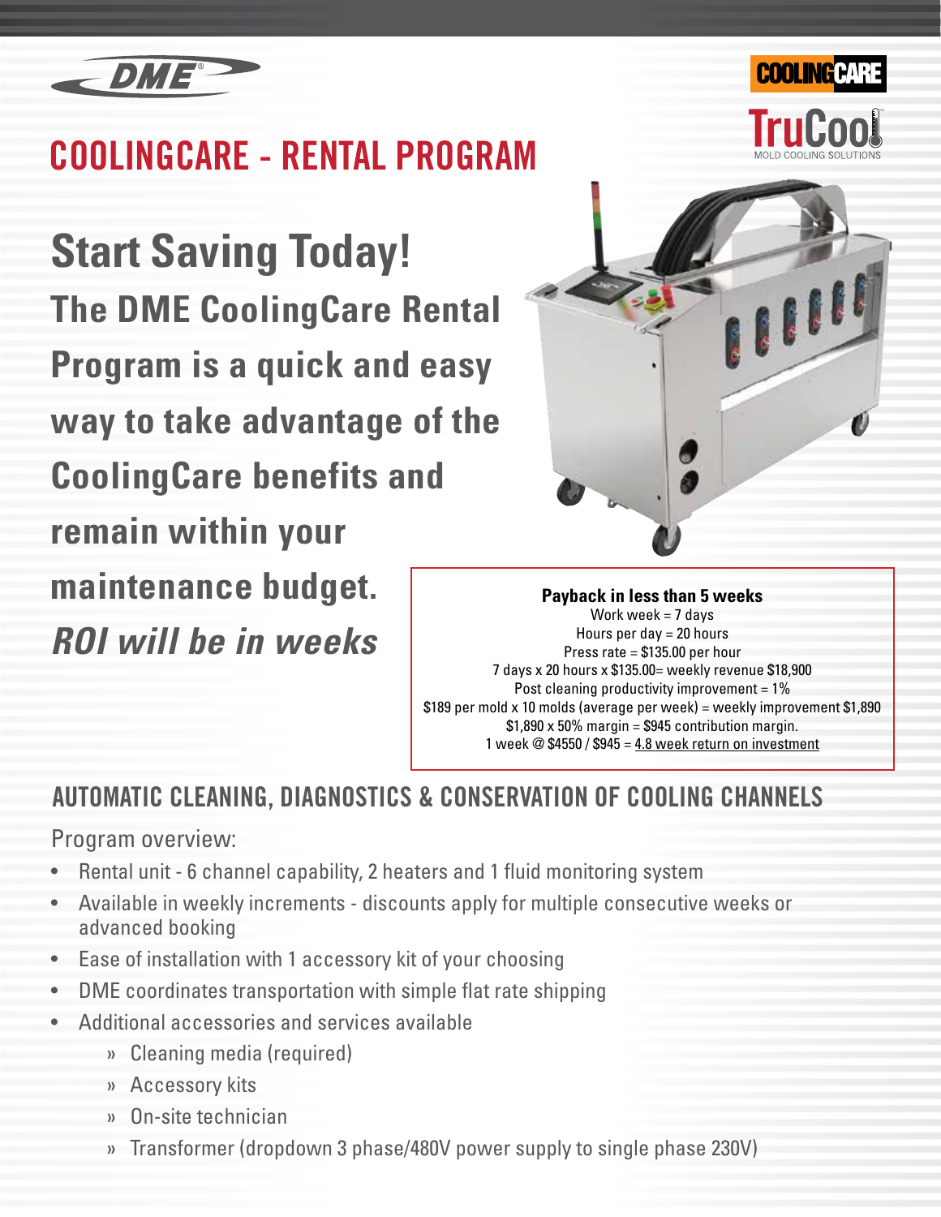DME

COOLINGCARE

TruCool
MOLD COOLING SOLUTIONS

# COOLINGCARE - RENTAL PROGRAM

## Start Saving Today!

### The DME CoolingCare Rental Program is a quick and easy way to take advantage of the CoolingCare benefits and remain within your maintenance budget.

### *ROI will be in weeks*

**Payback in less than 5 weeks**

Work week = 7 days
Hours per day = 20 hours
Press rate = $135.00 per hour
7 days x 20 hours x $135.00= weekly revenue $18,900
Post cleaning productivity improvement = 1%
$189 per mold x 10 molds (average per week) = weekly improvement $1,890
$1,890 x 50% margin = $945 contribution margin.
1 week @ $4550 / $945 = 4.8 week return on investment

## AUTOMATIC CLEANING, DIAGNOSTICS & CONSERVATION OF COOLING CHANNELS

Program overview:

- Rental unit - 6 channel capability, 2 heaters and 1 fluid monitoring system
- Available in weekly increments - discounts apply for multiple consecutive weeks or advanced booking
- Ease of installation with 1 accessory kit of your choosing
- DME coordinates transportation with simple flat rate shipping
- Additional accessories and services available
  - Cleaning media (required)
  - Accessory kits
  - On-site technician
  - Transformer (dropdown 3 phase/480V power supply to single phase 230V)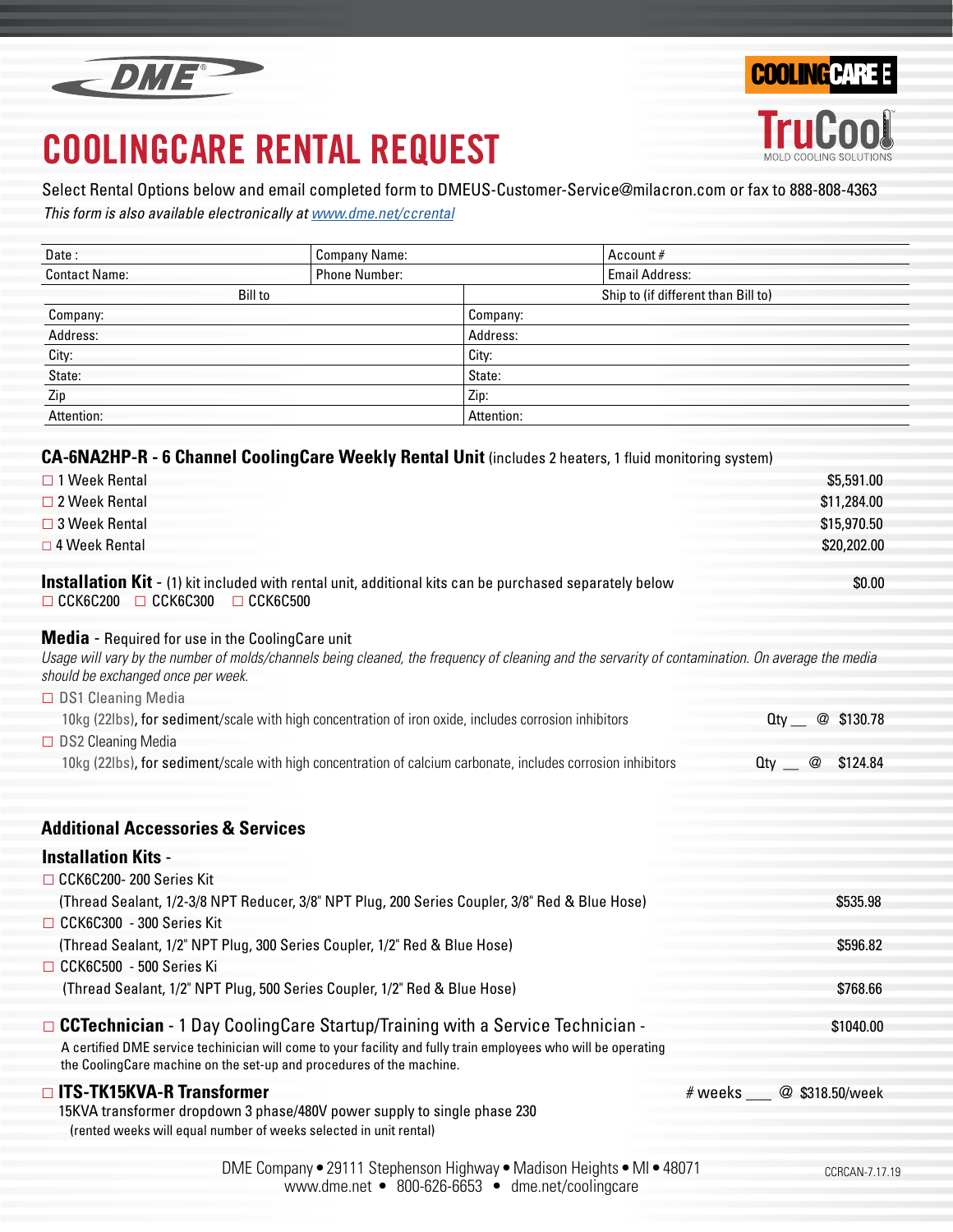DME

COOLINGCARE

TruCool
MOLD COOLING SOLUTIONS

# COOLINGCARE RENTAL REQUEST

Select Rental Options below and email completed form to DMEUS-Customer-Service@milacron.com or fax to 888-808-4363

*This form is also available electronically at [www.dme.net/ccrental](www.dme.net/ccrental)*

| | | |
|---|---|---|
| Date : | Company Name: | Account # |
| Contact Name: | Phone Number: | Email Address: |

| Bill to | Ship to (if different than Bill to) |
|---|---|
| Company: | Company: |
| Address: | Address: |
| City: | City: |
| State: | State: |
| Zip | Zip: |
| Attention: | Attention: |

## CA-6NA2HP-R - 6 Channel CoolingCare Weekly Rental Unit (includes 2 heaters, 1 fluid monitoring system)

| | |
|---|---|
| ☐ 1 Week Rental | $5,591.00 |
| ☐ 2 Week Rental | $11,284.00 |
| ☐ 3 Week Rental | $15,970.50 |
| ☐ 4 Week Rental | $20,202.00 |

**Installation Kit** - (1) kit included with rental unit, additional kits can be purchased separately below — $0.00

☐ CCK6C200 ☐ CCK6C300 ☐ CCK6C500

**Media** - Required for use in the CoolingCare unit

*Usage will vary by the number of molds/channels being cleaned, the frequency of cleaning and the servarity of contamination. On average the media should be exchanged once per week.*

☐ DS1 Cleaning Media
10kg (22lbs), for sediment/scale with high concentration of iron oxide, includes corrosion inhibitors — Qty __ @ $130.78

☐ DS2 Cleaning Media
10kg (22lbs), for sediment/scale with high concentration of calcium carbonate, includes corrosion inhibitors — Qty __ @ $124.84

## Additional Accessories & Services

### Installation Kits -

☐ CCK6C200- 200 Series Kit
(Thread Sealant, 1/2-3/8 NPT Reducer, 3/8" NPT Plug, 200 Series Coupler, 3/8" Red & Blue Hose) — $535.98

☐ CCK6C300 - 300 Series Kit
(Thread Sealant, 1/2" NPT Plug, 300 Series Coupler, 1/2" Red & Blue Hose) — $596.82

☐ CCK6C500 - 500 Series Ki
(Thread Sealant, 1/2" NPT Plug, 500 Series Coupler, 1/2" Red & Blue Hose) — $768.66

☐ **CCTechnician** - 1 Day CoolingCare Startup/Training with a Service Technician - $1040.00
A certified DME service techinician will come to your facility and fully train employees who will be operating the CoolingCare machine on the set-up and procedures of the machine.

☐ **ITS-TK15KVA-R Transformer** — # weeks ___ @ $318.50/week
15KVA transformer dropdown 3 phase/480V power supply to single phase 230
(rented weeks will equal number of weeks selected in unit rental)

DME Company • 29111 Stephenson Highway • Madison Heights • MI • 48071
www.dme.net • 800-626-6653 • dme.net/coolingcare

CCRCAN-7.17.19